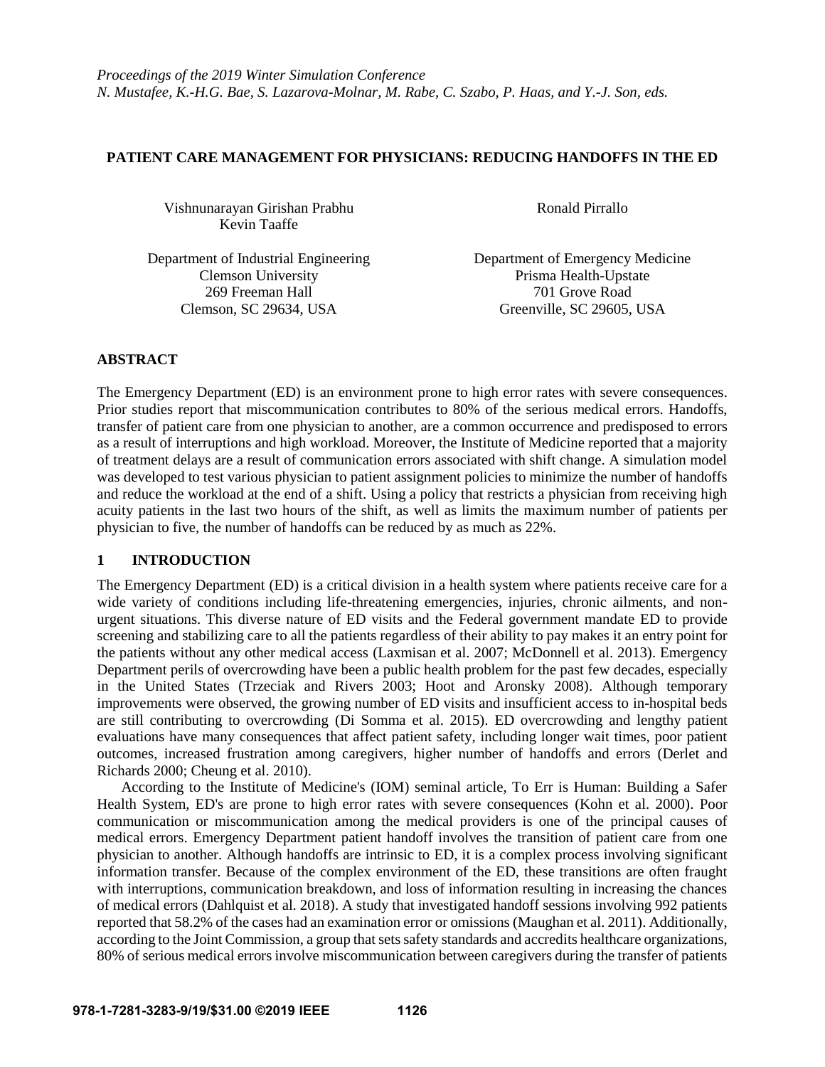*Proceedings of the 2019 Winter Simulation Conference*
*N. Mustafee, K.-H.G. Bae, S. Lazarova-Molnar, M. Rabe, C. Szabo, P. Haas, and Y.-J. Son, eds.*

# PATIENT CARE MANAGEMENT FOR PHYSICIANS: REDUCING HANDOFFS IN THE ED

Vishnunarayan Girishan Prabhu
Kevin Taaffe

Department of Industrial Engineering
Clemson University
269 Freeman Hall
Clemson, SC 29634, USA

Ronald Pirrallo

Department of Emergency Medicine
Prisma Health-Upstate
701 Grove Road
Greenville, SC 29605, USA

## ABSTRACT

The Emergency Department (ED) is an environment prone to high error rates with severe consequences. Prior studies report that miscommunication contributes to 80% of the serious medical errors. Handoffs, transfer of patient care from one physician to another, are a common occurrence and predisposed to errors as a result of interruptions and high workload. Moreover, the Institute of Medicine reported that a majority of treatment delays are a result of communication errors associated with shift change. A simulation model was developed to test various physician to patient assignment policies to minimize the number of handoffs and reduce the workload at the end of a shift. Using a policy that restricts a physician from receiving high acuity patients in the last two hours of the shift, as well as limits the maximum number of patients per physician to five, the number of handoffs can be reduced by as much as 22%.

## 1 INTRODUCTION

The Emergency Department (ED) is a critical division in a health system where patients receive care for a wide variety of conditions including life-threatening emergencies, injuries, chronic ailments, and non-urgent situations. This diverse nature of ED visits and the Federal government mandate ED to provide screening and stabilizing care to all the patients regardless of their ability to pay makes it an entry point for the patients without any other medical access (Laxmisan et al. 2007; McDonnell et al. 2013). Emergency Department perils of overcrowding have been a public health problem for the past few decades, especially in the United States (Trzeciak and Rivers 2003; Hoot and Aronsky 2008). Although temporary improvements were observed, the growing number of ED visits and insufficient access to in-hospital beds are still contributing to overcrowding (Di Somma et al. 2015). ED overcrowding and lengthy patient evaluations have many consequences that affect patient safety, including longer wait times, poor patient outcomes, increased frustration among caregivers, higher number of handoffs and errors (Derlet and Richards 2000; Cheung et al. 2010).

According to the Institute of Medicine's (IOM) seminal article, To Err is Human: Building a Safer Health System, ED's are prone to high error rates with severe consequences (Kohn et al. 2000). Poor communication or miscommunication among the medical providers is one of the principal causes of medical errors. Emergency Department patient handoff involves the transition of patient care from one physician to another. Although handoffs are intrinsic to ED, it is a complex process involving significant information transfer. Because of the complex environment of the ED, these transitions are often fraught with interruptions, communication breakdown, and loss of information resulting in increasing the chances of medical errors (Dahlquist et al. 2018). A study that investigated handoff sessions involving 992 patients reported that 58.2% of the cases had an examination error or omissions (Maughan et al. 2011). Additionally, according to the Joint Commission, a group that sets safety standards and accredits healthcare organizations, 80% of serious medical errors involve miscommunication between caregivers during the transfer of patients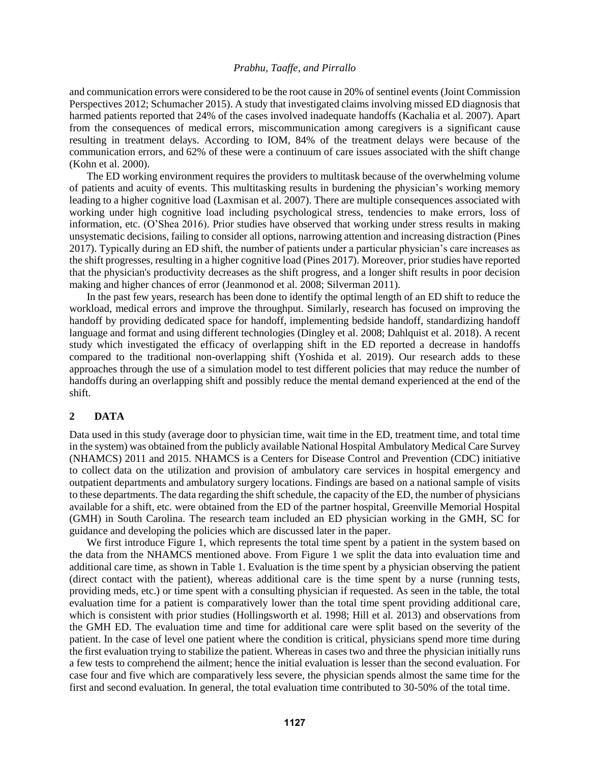and communication errors were considered to be the root cause in 20% of sentinel events (Joint Commission Perspectives 2012; Schumacher 2015). A study that investigated claims involving missed ED diagnosis that harmed patients reported that 24% of the cases involved inadequate handoffs (Kachalia et al. 2007). Apart from the consequences of medical errors, miscommunication among caregivers is a significant cause resulting in treatment delays. According to IOM, 84% of the treatment delays were because of the communication errors, and 62% of these were a continuum of care issues associated with the shift change (Kohn et al. 2000).

The ED working environment requires the providers to multitask because of the overwhelming volume of patients and acuity of events. This multitasking results in burdening the physician's working memory leading to a higher cognitive load (Laxmisan et al. 2007). There are multiple consequences associated with working under high cognitive load including psychological stress, tendencies to make errors, loss of information, etc. (O'Shea 2016). Prior studies have observed that working under stress results in making unsystematic decisions, failing to consider all options, narrowing attention and increasing distraction (Pines 2017). Typically during an ED shift, the number of patients under a particular physician's care increases as the shift progresses, resulting in a higher cognitive load (Pines 2017). Moreover, prior studies have reported that the physician's productivity decreases as the shift progress, and a longer shift results in poor decision making and higher chances of error (Jeanmonod et al. 2008; Silverman 2011).

In the past few years, research has been done to identify the optimal length of an ED shift to reduce the workload, medical errors and improve the throughput. Similarly, research has focused on improving the handoff by providing dedicated space for handoff, implementing bedside handoff, standardizing handoff language and format and using different technologies (Dingley et al. 2008; Dahlquist et al. 2018). A recent study which investigated the efficacy of overlapping shift in the ED reported a decrease in handoffs compared to the traditional non-overlapping shift (Yoshida et al. 2019). Our research adds to these approaches through the use of a simulation model to test different policies that may reduce the number of handoffs during an overlapping shift and possibly reduce the mental demand experienced at the end of the shift.

## 2 DATA

Data used in this study (average door to physician time, wait time in the ED, treatment time, and total time in the system) was obtained from the publicly available National Hospital Ambulatory Medical Care Survey (NHAMCS) 2011 and 2015. NHAMCS is a Centers for Disease Control and Prevention (CDC) initiative to collect data on the utilization and provision of ambulatory care services in hospital emergency and outpatient departments and ambulatory surgery locations. Findings are based on a national sample of visits to these departments. The data regarding the shift schedule, the capacity of the ED, the number of physicians available for a shift, etc. were obtained from the ED of the partner hospital, Greenville Memorial Hospital (GMH) in South Carolina. The research team included an ED physician working in the GMH, SC for guidance and developing the policies which are discussed later in the paper.

We first introduce Figure 1, which represents the total time spent by a patient in the system based on the data from the NHAMCS mentioned above. From Figure 1 we split the data into evaluation time and additional care time, as shown in Table 1. Evaluation is the time spent by a physician observing the patient (direct contact with the patient), whereas additional care is the time spent by a nurse (running tests, providing meds, etc.) or time spent with a consulting physician if requested. As seen in the table, the total evaluation time for a patient is comparatively lower than the total time spent providing additional care, which is consistent with prior studies (Hollingsworth et al. 1998; Hill et al. 2013) and observations from the GMH ED. The evaluation time and time for additional care were split based on the severity of the patient. In the case of level one patient where the condition is critical, physicians spend more time during the first evaluation trying to stabilize the patient. Whereas in cases two and three the physician initially runs a few tests to comprehend the ailment; hence the initial evaluation is lesser than the second evaluation. For case four and five which are comparatively less severe, the physician spends almost the same time for the first and second evaluation. In general, the total evaluation time contributed to 30-50% of the total time.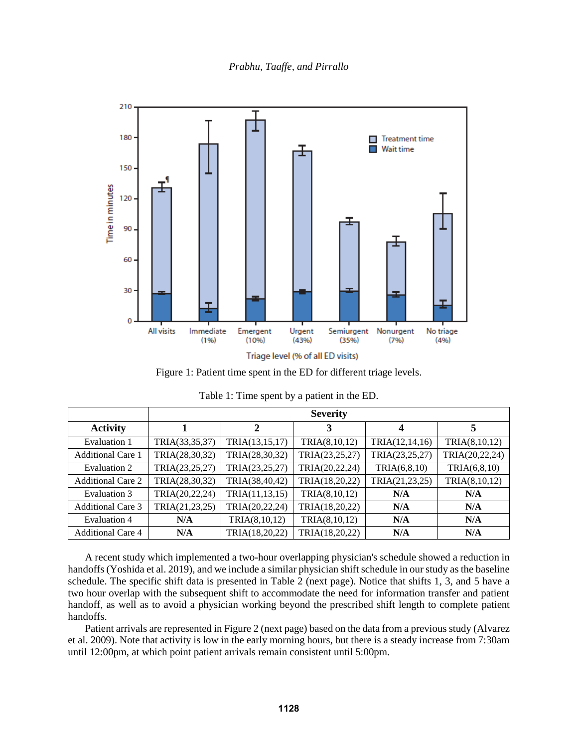Figure 1: Patient time spent in the ED for different triage levels.

Table 1: Time spent by a patient in the ED.

| | Severity | | | | |
|---|---|---|---|---|---|
| **Activity** | **1** | **2** | **3** | **4** | **5** |
| Evaluation 1 | TRIA(33,35,37) | TRIA(13,15,17) | TRIA(8,10,12) | TRIA(12,14,16) | TRIA(8,10,12) |
| Additional Care 1 | TRIA(28,30,32) | TRIA(28,30,32) | TRIA(23,25,27) | TRIA(23,25,27) | TRIA(20,22,24) |
| Evaluation 2 | TRIA(23,25,27) | TRIA(23,25,27) | TRIA(20,22,24) | TRIA(6,8,10) | TRIA(6,8,10) |
| Additional Care 2 | TRIA(28,30,32) | TRIA(38,40,42) | TRIA(18,20,22) | TRIA(21,23,25) | TRIA(8,10,12) |
| Evaluation 3 | TRIA(20,22,24) | TRIA(11,13,15) | TRIA(8,10,12) | **N/A** | **N/A** |
| Additional Care 3 | TRIA(21,23,25) | TRIA(20,22,24) | TRIA(18,20,22) | **N/A** | **N/A** |
| Evaluation 4 | **N/A** | TRIA(8,10,12) | TRIA(8,10,12) | **N/A** | **N/A** |
| Additional Care 4 | **N/A** | TRIA(18,20,22) | TRIA(18,20,22) | **N/A** | **N/A** |

A recent study which implemented a two-hour overlapping physician's schedule showed a reduction in handoffs (Yoshida et al. 2019), and we include a similar physician shift schedule in our study as the baseline schedule. The specific shift data is presented in Table 2 (next page). Notice that shifts 1, 3, and 5 have a two hour overlap with the subsequent shift to accommodate the need for information transfer and patient handoff, as well as to avoid a physician working beyond the prescribed shift length to complete patient handoffs.

Patient arrivals are represented in Figure 2 (next page) based on the data from a previous study (Alvarez et al. 2009). Note that activity is low in the early morning hours, but there is a steady increase from 7:30am until 12:00pm, at which point patient arrivals remain consistent until 5:00pm.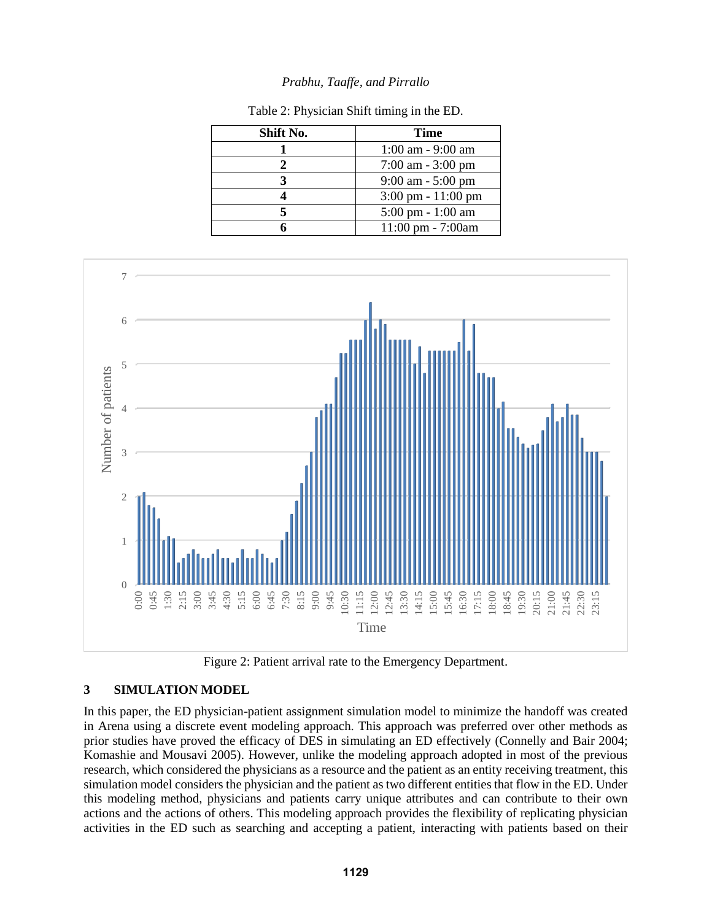Table 2: Physician Shift timing in the ED.

| Shift No. | Time |
|---|---|
| 1 | 1:00 am - 9:00 am |
| 2 | 7:00 am - 3:00 pm |
| 3 | 9:00 am - 5:00 pm |
| 4 | 3:00 pm - 11:00 pm |
| 5 | 5:00 pm - 1:00 am |
| 6 | 11:00 pm - 7:00am |

Figure 2: Patient arrival rate to the Emergency Department.

## 3 SIMULATION MODEL

In this paper, the ED physician-patient assignment simulation model to minimize the handoff was created in Arena using a discrete event modeling approach. This approach was preferred over other methods as prior studies have proved the efficacy of DES in simulating an ED effectively (Connelly and Bair 2004; Komashie and Mousavi 2005). However, unlike the modeling approach adopted in most of the previous research, which considered the physicians as a resource and the patient as an entity receiving treatment, this simulation model considers the physician and the patient as two different entities that flow in the ED. Under this modeling method, physicians and patients carry unique attributes and can contribute to their own actions and the actions of others. This modeling approach provides the flexibility of replicating physician activities in the ED such as searching and accepting a patient, interacting with patients based on their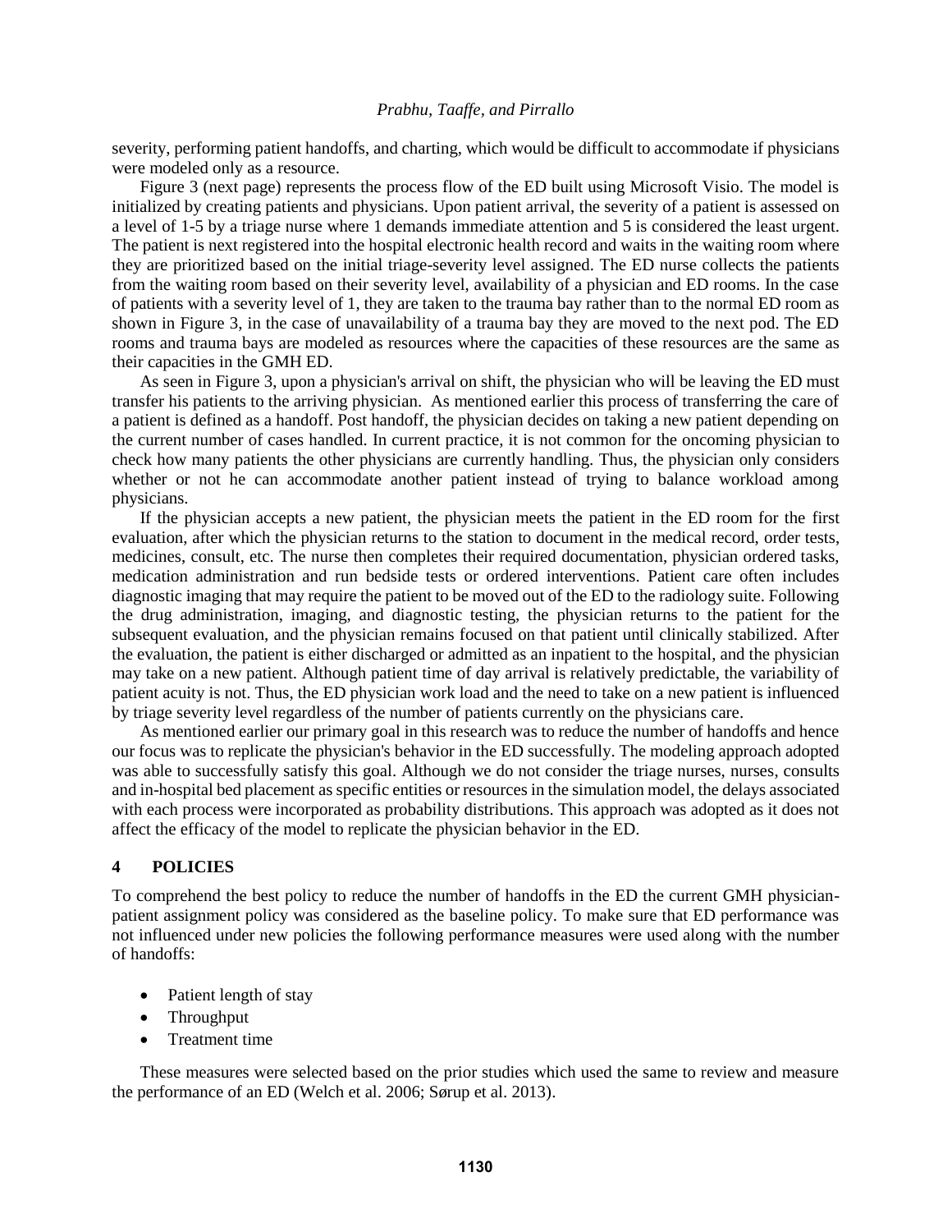severity, performing patient handoffs, and charting, which would be difficult to accommodate if physicians were modeled only as a resource.

Figure 3 (next page) represents the process flow of the ED built using Microsoft Visio. The model is initialized by creating patients and physicians. Upon patient arrival, the severity of a patient is assessed on a level of 1-5 by a triage nurse where 1 demands immediate attention and 5 is considered the least urgent. The patient is next registered into the hospital electronic health record and waits in the waiting room where they are prioritized based on the initial triage-severity level assigned. The ED nurse collects the patients from the waiting room based on their severity level, availability of a physician and ED rooms. In the case of patients with a severity level of 1, they are taken to the trauma bay rather than to the normal ED room as shown in Figure 3, in the case of unavailability of a trauma bay they are moved to the next pod. The ED rooms and trauma bays are modeled as resources where the capacities of these resources are the same as their capacities in the GMH ED.

As seen in Figure 3, upon a physician's arrival on shift, the physician who will be leaving the ED must transfer his patients to the arriving physician. As mentioned earlier this process of transferring the care of a patient is defined as a handoff. Post handoff, the physician decides on taking a new patient depending on the current number of cases handled. In current practice, it is not common for the oncoming physician to check how many patients the other physicians are currently handling. Thus, the physician only considers whether or not he can accommodate another patient instead of trying to balance workload among physicians.

If the physician accepts a new patient, the physician meets the patient in the ED room for the first evaluation, after which the physician returns to the station to document in the medical record, order tests, medicines, consult, etc. The nurse then completes their required documentation, physician ordered tasks, medication administration and run bedside tests or ordered interventions. Patient care often includes diagnostic imaging that may require the patient to be moved out of the ED to the radiology suite. Following the drug administration, imaging, and diagnostic testing, the physician returns to the patient for the subsequent evaluation, and the physician remains focused on that patient until clinically stabilized. After the evaluation, the patient is either discharged or admitted as an inpatient to the hospital, and the physician may take on a new patient. Although patient time of day arrival is relatively predictable, the variability of patient acuity is not. Thus, the ED physician work load and the need to take on a new patient is influenced by triage severity level regardless of the number of patients currently on the physicians care.

As mentioned earlier our primary goal in this research was to reduce the number of handoffs and hence our focus was to replicate the physician's behavior in the ED successfully. The modeling approach adopted was able to successfully satisfy this goal. Although we do not consider the triage nurses, nurses, consults and in-hospital bed placement as specific entities or resources in the simulation model, the delays associated with each process were incorporated as probability distributions. This approach was adopted as it does not affect the efficacy of the model to replicate the physician behavior in the ED.

## 4 POLICIES

To comprehend the best policy to reduce the number of handoffs in the ED the current GMH physician-patient assignment policy was considered as the baseline policy. To make sure that ED performance was not influenced under new policies the following performance measures were used along with the number of handoffs:

- Patient length of stay
- Throughput
- Treatment time

These measures were selected based on the prior studies which used the same to review and measure the performance of an ED (Welch et al. 2006; Sørup et al. 2013).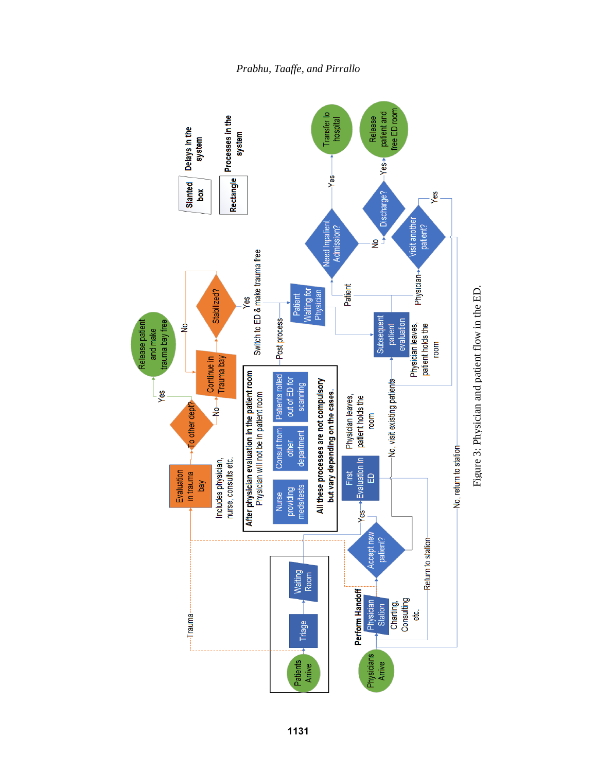Figure 3: Physician and patient flow in the ED.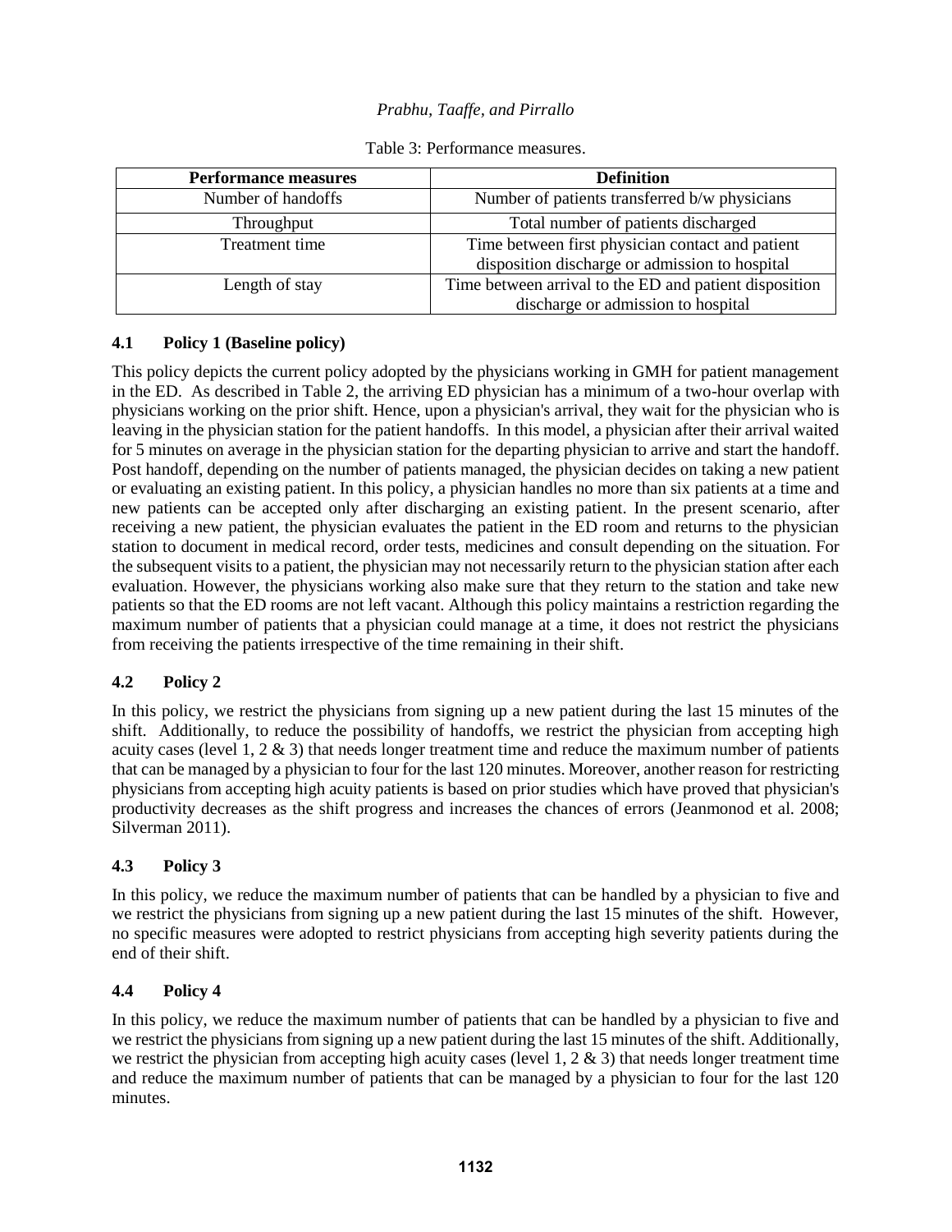Table 3: Performance measures.

| Performance measures | Definition |
|---|---|
| Number of handoffs | Number of patients transferred b/w physicians |
| Throughput | Total number of patients discharged |
| Treatment time | Time between first physician contact and patient disposition discharge or admission to hospital |
| Length of stay | Time between arrival to the ED and patient disposition discharge or admission to hospital |

### 4.1 Policy 1 (Baseline policy)

This policy depicts the current policy adopted by the physicians working in GMH for patient management in the ED. As described in Table 2, the arriving ED physician has a minimum of a two-hour overlap with physicians working on the prior shift. Hence, upon a physician's arrival, they wait for the physician who is leaving in the physician station for the patient handoffs. In this model, a physician after their arrival waited for 5 minutes on average in the physician station for the departing physician to arrive and start the handoff. Post handoff, depending on the number of patients managed, the physician decides on taking a new patient or evaluating an existing patient. In this policy, a physician handles no more than six patients at a time and new patients can be accepted only after discharging an existing patient. In the present scenario, after receiving a new patient, the physician evaluates the patient in the ED room and returns to the physician station to document in medical record, order tests, medicines and consult depending on the situation. For the subsequent visits to a patient, the physician may not necessarily return to the physician station after each evaluation. However, the physicians working also make sure that they return to the station and take new patients so that the ED rooms are not left vacant. Although this policy maintains a restriction regarding the maximum number of patients that a physician could manage at a time, it does not restrict the physicians from receiving the patients irrespective of the time remaining in their shift.

### 4.2 Policy 2

In this policy, we restrict the physicians from signing up a new patient during the last 15 minutes of the shift. Additionally, to reduce the possibility of handoffs, we restrict the physician from accepting high acuity cases (level 1, 2 & 3) that needs longer treatment time and reduce the maximum number of patients that can be managed by a physician to four for the last 120 minutes. Moreover, another reason for restricting physicians from accepting high acuity patients is based on prior studies which have proved that physician's productivity decreases as the shift progress and increases the chances of errors (Jeanmonod et al. 2008; Silverman 2011).

### 4.3 Policy 3

In this policy, we reduce the maximum number of patients that can be handled by a physician to five and we restrict the physicians from signing up a new patient during the last 15 minutes of the shift. However, no specific measures were adopted to restrict physicians from accepting high severity patients during the end of their shift.

### 4.4 Policy 4

In this policy, we reduce the maximum number of patients that can be handled by a physician to five and we restrict the physicians from signing up a new patient during the last 15 minutes of the shift. Additionally, we restrict the physician from accepting high acuity cases (level 1, 2 & 3) that needs longer treatment time and reduce the maximum number of patients that can be managed by a physician to four for the last 120 minutes.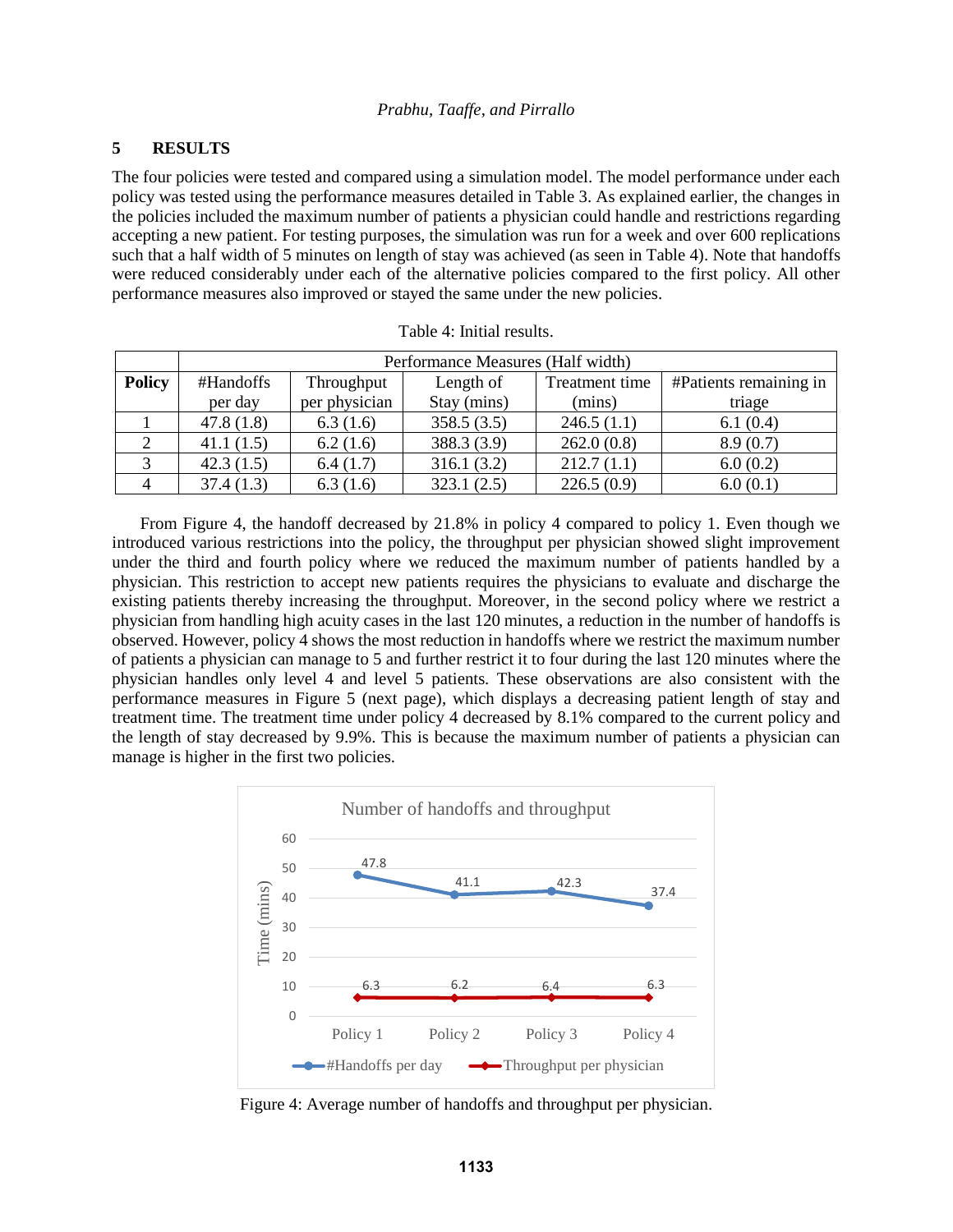## 5 RESULTS

The four policies were tested and compared using a simulation model. The model performance under each policy was tested using the performance measures detailed in Table 3. As explained earlier, the changes in the policies included the maximum number of patients a physician could handle and restrictions regarding accepting a new patient. For testing purposes, the simulation was run for a week and over 600 replications such that a half width of 5 minutes on length of stay was achieved (as seen in Table 4). Note that handoffs were reduced considerably under each of the alternative policies compared to the first policy. All other performance measures also improved or stayed the same under the new policies.

Table 4: Initial results.

| | Performance Measures (Half width) | | | | |
|---|---|---|---|---|---|
| **Policy** | #Handoffs per day | Throughput per physician | Length of Stay (mins) | Treatment time (mins) | #Patients remaining in triage |
| 1 | 47.8 (1.8) | 6.3 (1.6) | 358.5 (3.5) | 246.5 (1.1) | 6.1 (0.4) |
| 2 | 41.1 (1.5) | 6.2 (1.6) | 388.3 (3.9) | 262.0 (0.8) | 8.9 (0.7) |
| 3 | 42.3 (1.5) | 6.4 (1.7) | 316.1 (3.2) | 212.7 (1.1) | 6.0 (0.2) |
| 4 | 37.4 (1.3) | 6.3 (1.6) | 323.1 (2.5) | 226.5 (0.9) | 6.0 (0.1) |

From Figure 4, the handoff decreased by 21.8% in policy 4 compared to policy 1. Even though we introduced various restrictions into the policy, the throughput per physician showed slight improvement under the third and fourth policy where we reduced the maximum number of patients handled by a physician. This restriction to accept new patients requires the physicians to evaluate and discharge the existing patients thereby increasing the throughput. Moreover, in the second policy where we restrict a physician from handling high acuity cases in the last 120 minutes, a reduction in the number of handoffs is observed. However, policy 4 shows the most reduction in handoffs where we restrict the maximum number of patients a physician can manage to 5 and further restrict it to four during the last 120 minutes where the physician handles only level 4 and level 5 patients. These observations are also consistent with the performance measures in Figure 5 (next page), which displays a decreasing patient length of stay and treatment time. The treatment time under policy 4 decreased by 8.1% compared to the current policy and the length of stay decreased by 9.9%. This is because the maximum number of patients a physician can manage is higher in the first two policies.

Figure 4: Average number of handoffs and throughput per physician.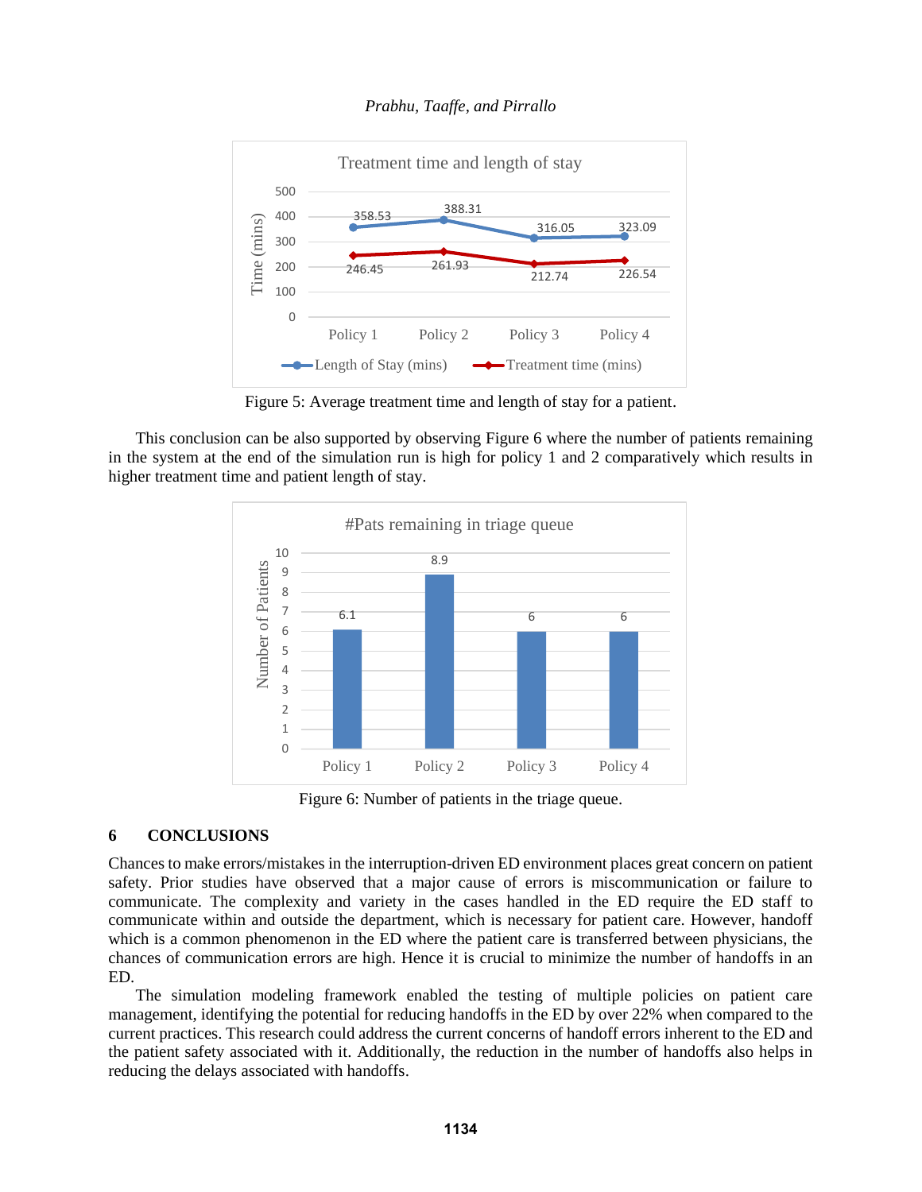Figure 5: Average treatment time and length of stay for a patient.

This conclusion can be also supported by observing Figure 6 where the number of patients remaining in the system at the end of the simulation run is high for policy 1 and 2 comparatively which results in higher treatment time and patient length of stay.

Figure 6: Number of patients in the triage queue.

## 6 CONCLUSIONS

Chances to make errors/mistakes in the interruption-driven ED environment places great concern on patient safety. Prior studies have observed that a major cause of errors is miscommunication or failure to communicate. The complexity and variety in the cases handled in the ED require the ED staff to communicate within and outside the department, which is necessary for patient care. However, handoff which is a common phenomenon in the ED where the patient care is transferred between physicians, the chances of communication errors are high. Hence it is crucial to minimize the number of handoffs in an ED.

The simulation modeling framework enabled the testing of multiple policies on patient care management, identifying the potential for reducing handoffs in the ED by over 22% when compared to the current practices. This research could address the current concerns of handoff errors inherent to the ED and the patient safety associated with it. Additionally, the reduction in the number of handoffs also helps in reducing the delays associated with handoffs.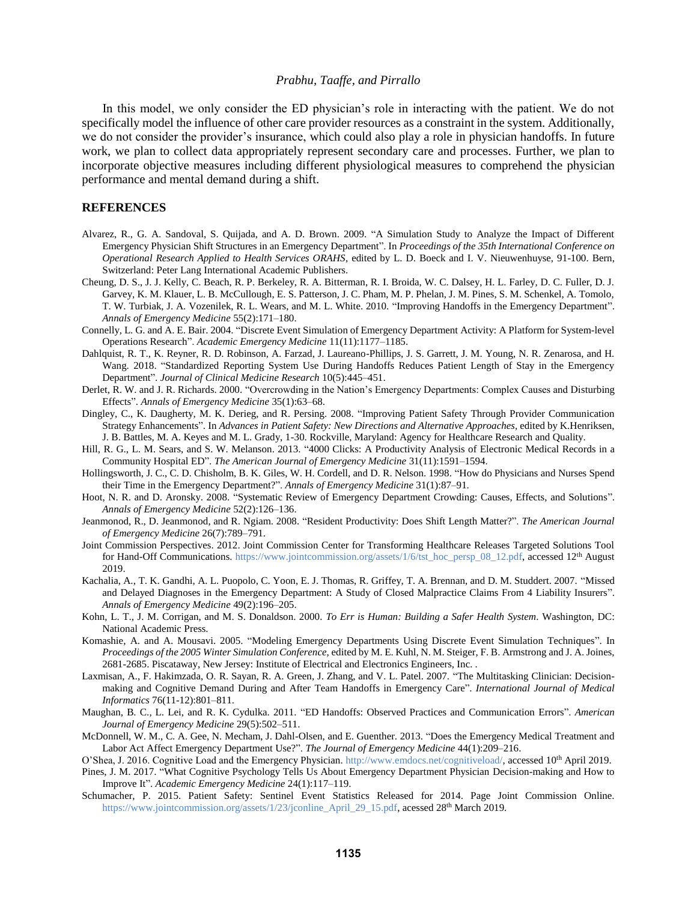In this model, we only consider the ED physician's role in interacting with the patient. We do not specifically model the influence of other care provider resources as a constraint in the system. Additionally, we do not consider the provider's insurance, which could also play a role in physician handoffs. In future work, we plan to collect data appropriately represent secondary care and processes. Further, we plan to incorporate objective measures including different physiological measures to comprehend the physician performance and mental demand during a shift.

## REFERENCES

Alvarez, R., G. A. Sandoval, S. Quijada, and A. D. Brown. 2009. "A Simulation Study to Analyze the Impact of Different Emergency Physician Shift Structures in an Emergency Department". In *Proceedings of the 35th International Conference on Operational Research Applied to Health Services ORAHS*, edited by L. D. Boeck and I. V. Nieuwenhuyse, 91-100. Bern, Switzerland: Peter Lang International Academic Publishers.

Cheung, D. S., J. J. Kelly, C. Beach, R. P. Berkeley, R. A. Bitterman, R. I. Broida, W. C. Dalsey, H. L. Farley, D. C. Fuller, D. J. Garvey, K. M. Klauer, L. B. McCullough, E. S. Patterson, J. C. Pham, M. P. Phelan, J. M. Pines, S. M. Schenkel, A. Tomolo, T. W. Turbiak, J. A. Vozenilek, R. L. Wears, and M. L. White. 2010. "Improving Handoffs in the Emergency Department". *Annals of Emergency Medicine* 55(2):171–180.

Connelly, L. G. and A. E. Bair. 2004. "Discrete Event Simulation of Emergency Department Activity: A Platform for System-level Operations Research". *Academic Emergency Medicine* 11(11):1177–1185.

Dahlquist, R. T., K. Reyner, R. D. Robinson, A. Farzad, J. Laureano-Phillips, J. S. Garrett, J. M. Young, N. R. Zenarosa, and H. Wang. 2018. "Standardized Reporting System Use During Handoffs Reduces Patient Length of Stay in the Emergency Department". *Journal of Clinical Medicine Research* 10(5):445–451.

Derlet, R. W. and J. R. Richards. 2000. "Overcrowding in the Nation's Emergency Departments: Complex Causes and Disturbing Effects". *Annals of Emergency Medicine* 35(1):63–68.

Dingley, C., K. Daugherty, M. K. Derieg, and R. Persing. 2008. "Improving Patient Safety Through Provider Communication Strategy Enhancements". In *Advances in Patient Safety: New Directions and Alternative Approaches*, edited by K.Henriksen, J. B. Battles, M. A. Keyes and M. L. Grady, 1-30. Rockville, Maryland: Agency for Healthcare Research and Quality.

Hill, R. G., L. M. Sears, and S. W. Melanson. 2013. "4000 Clicks: A Productivity Analysis of Electronic Medical Records in a Community Hospital ED". *The American Journal of Emergency Medicine* 31(11):1591–1594.

Hollingsworth, J. C., C. D. Chisholm, B. K. Giles, W. H. Cordell, and D. R. Nelson. 1998. "How do Physicians and Nurses Spend their Time in the Emergency Department?". *Annals of Emergency Medicine* 31(1):87–91.

Hoot, N. R. and D. Aronsky. 2008. "Systematic Review of Emergency Department Crowding: Causes, Effects, and Solutions". *Annals of Emergency Medicine* 52(2):126–136.

Jeanmonod, R., D. Jeanmonod, and R. Ngiam. 2008. "Resident Productivity: Does Shift Length Matter?". *The American Journal of Emergency Medicine* 26(7):789–791.

Joint Commission Perspectives. 2012. Joint Commission Center for Transforming Healthcare Releases Targeted Solutions Tool for Hand-Off Communications. https://www.jointcommission.org/assets/1/6/tst_hoc_persp_08_12.pdf, accessed 12th August 2019.

Kachalia, A., T. K. Gandhi, A. L. Puopolo, C. Yoon, E. J. Thomas, R. Griffey, T. A. Brennan, and D. M. Studdert. 2007. "Missed and Delayed Diagnoses in the Emergency Department: A Study of Closed Malpractice Claims From 4 Liability Insurers". *Annals of Emergency Medicine* 49(2):196–205.

Kohn, L. T., J. M. Corrigan, and M. S. Donaldson. 2000. *To Err is Human: Building a Safer Health System*. Washington, DC: National Academic Press.

Komashie, A. and A. Mousavi. 2005. "Modeling Emergency Departments Using Discrete Event Simulation Techniques". In *Proceedings of the 2005 Winter Simulation Conference*, edited by M. E. Kuhl, N. M. Steiger, F. B. Armstrong and J. A. Joines, 2681-2685. Piscataway, New Jersey: Institute of Electrical and Electronics Engineers, Inc. .

Laxmisan, A., F. Hakimzada, O. R. Sayan, R. A. Green, J. Zhang, and V. L. Patel. 2007. "The Multitasking Clinician: Decision-making and Cognitive Demand During and After Team Handoffs in Emergency Care". *International Journal of Medical Informatics* 76(11-12):801–811.

Maughan, B. C., L. Lei, and R. K. Cydulka. 2011. "ED Handoffs: Observed Practices and Communication Errors". *American Journal of Emergency Medicine* 29(5):502–511.

McDonnell, W. M., C. A. Gee, N. Mecham, J. Dahl-Olsen, and E. Guenther. 2013. "Does the Emergency Medical Treatment and Labor Act Affect Emergency Department Use?". *The Journal of Emergency Medicine* 44(1):209–216.

O'Shea, J. 2016. Cognitive Load and the Emergency Physician. http://www.emdocs.net/cognitiveload/, accessed 10th April 2019.

Pines, J. M. 2017. "What Cognitive Psychology Tells Us About Emergency Department Physician Decision-making and How to Improve It". *Academic Emergency Medicine* 24(1):117–119.

Schumacher, P. 2015. Patient Safety: Sentinel Event Statistics Released for 2014. Page Joint Commission Online. https://www.jointcommission.org/assets/1/23/jconline_April_29_15.pdf, acessed 28th March 2019.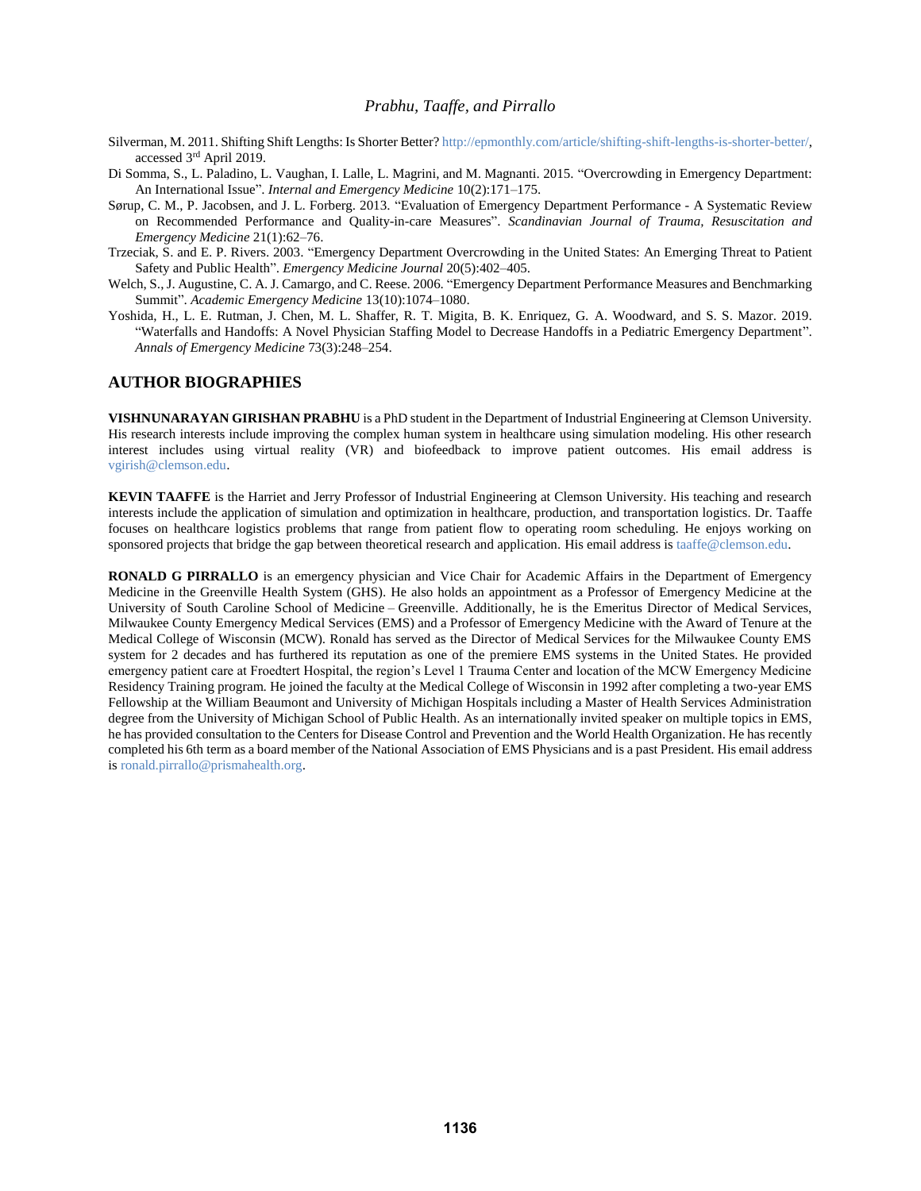Silverman, M. 2011. Shifting Shift Lengths: Is Shorter Better? http://epmonthly.com/article/shifting-shift-lengths-is-shorter-better/, accessed 3rd April 2019.

Di Somma, S., L. Paladino, L. Vaughan, I. Lalle, L. Magrini, and M. Magnanti. 2015. "Overcrowding in Emergency Department: An International Issue". *Internal and Emergency Medicine* 10(2):171–175.

Sørup, C. M., P. Jacobsen, and J. L. Forberg. 2013. "Evaluation of Emergency Department Performance - A Systematic Review on Recommended Performance and Quality-in-care Measures". *Scandinavian Journal of Trauma, Resuscitation and Emergency Medicine* 21(1):62–76.

Trzeciak, S. and E. P. Rivers. 2003. "Emergency Department Overcrowding in the United States: An Emerging Threat to Patient Safety and Public Health". *Emergency Medicine Journal* 20(5):402–405.

Welch, S., J. Augustine, C. A. J. Camargo, and C. Reese. 2006. "Emergency Department Performance Measures and Benchmarking Summit". *Academic Emergency Medicine* 13(10):1074–1080.

Yoshida, H., L. E. Rutman, J. Chen, M. L. Shaffer, R. T. Migita, B. K. Enriquez, G. A. Woodward, and S. S. Mazor. 2019. "Waterfalls and Handoffs: A Novel Physician Staffing Model to Decrease Handoffs in a Pediatric Emergency Department". *Annals of Emergency Medicine* 73(3):248–254.

## AUTHOR BIOGRAPHIES

**VISHNUNARAYAN GIRISHAN PRABHU** is a PhD student in the Department of Industrial Engineering at Clemson University. His research interests include improving the complex human system in healthcare using simulation modeling. His other research interest includes using virtual reality (VR) and biofeedback to improve patient outcomes. His email address is vgirish@clemson.edu.

**KEVIN TAAFFE** is the Harriet and Jerry Professor of Industrial Engineering at Clemson University. His teaching and research interests include the application of simulation and optimization in healthcare, production, and transportation logistics. Dr. Taaffe focuses on healthcare logistics problems that range from patient flow to operating room scheduling. He enjoys working on sponsored projects that bridge the gap between theoretical research and application. His email address is taaffe@clemson.edu.

**RONALD G PIRRALLO** is an emergency physician and Vice Chair for Academic Affairs in the Department of Emergency Medicine in the Greenville Health System (GHS). He also holds an appointment as a Professor of Emergency Medicine at the University of South Caroline School of Medicine – Greenville. Additionally, he is the Emeritus Director of Medical Services, Milwaukee County Emergency Medical Services (EMS) and a Professor of Emergency Medicine with the Award of Tenure at the Medical College of Wisconsin (MCW). Ronald has served as the Director of Medical Services for the Milwaukee County EMS system for 2 decades and has furthered its reputation as one of the premiere EMS systems in the United States. He provided emergency patient care at Froedtert Hospital, the region's Level 1 Trauma Center and location of the MCW Emergency Medicine Residency Training program. He joined the faculty at the Medical College of Wisconsin in 1992 after completing a two-year EMS Fellowship at the William Beaumont and University of Michigan Hospitals including a Master of Health Services Administration degree from the University of Michigan School of Public Health. As an internationally invited speaker on multiple topics in EMS, he has provided consultation to the Centers for Disease Control and Prevention and the World Health Organization. He has recently completed his 6th term as a board member of the National Association of EMS Physicians and is a past President. His email address is ronald.pirrallo@prismahealth.org.